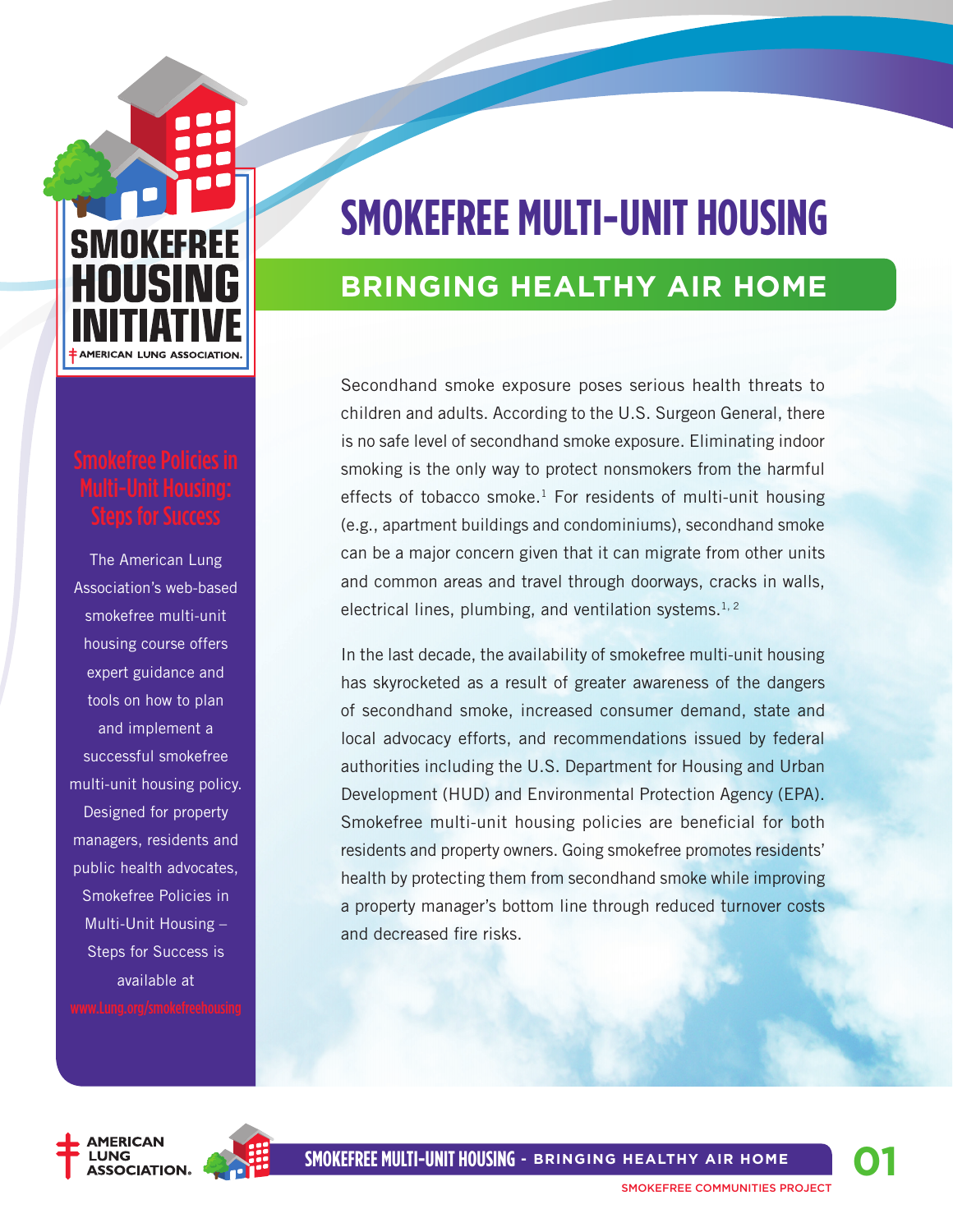# SMOKEFREE MULTI-UNIT HOUSING

## BRINGING HEALTHY AIR HOME

SMOKEFREE HOUSING INITIATIVE
AMERICAN LUNG ASSOCIATION.

### Smokefree Policies in Multi-Unit Housing: Steps for Success

The American Lung Association's web-based smokefree multi-unit housing course offers expert guidance and tools on how to plan and implement a successful smokefree multi-unit housing policy. Designed for property managers, residents and public health advocates, Smokefree Policies in Multi-Unit Housing – Steps for Success is available at www.Lung.org/smokefreehousing

Secondhand smoke exposure poses serious health threats to children and adults. According to the U.S. Surgeon General, there is no safe level of secondhand smoke exposure. Eliminating indoor smoking is the only way to protect nonsmokers from the harmful effects of tobacco smoke.[1] For residents of multi-unit housing (e.g., apartment buildings and condominiums), secondhand smoke can be a major concern given that it can migrate from other units and common areas and travel through doorways, cracks in walls, electrical lines, plumbing, and ventilation systems.[1, 2]

In the last decade, the availability of smokefree multi-unit housing has skyrocketed as a result of greater awareness of the dangers of secondhand smoke, increased consumer demand, state and local advocacy efforts, and recommendations issued by federal authorities including the U.S. Department for Housing and Urban Development (HUD) and Environmental Protection Agency (EPA). Smokefree multi-unit housing policies are beneficial for both residents and property owners. Going smokefree promotes residents' health by protecting them from secondhand smoke while improving a property manager's bottom line through reduced turnover costs and decreased fire risks.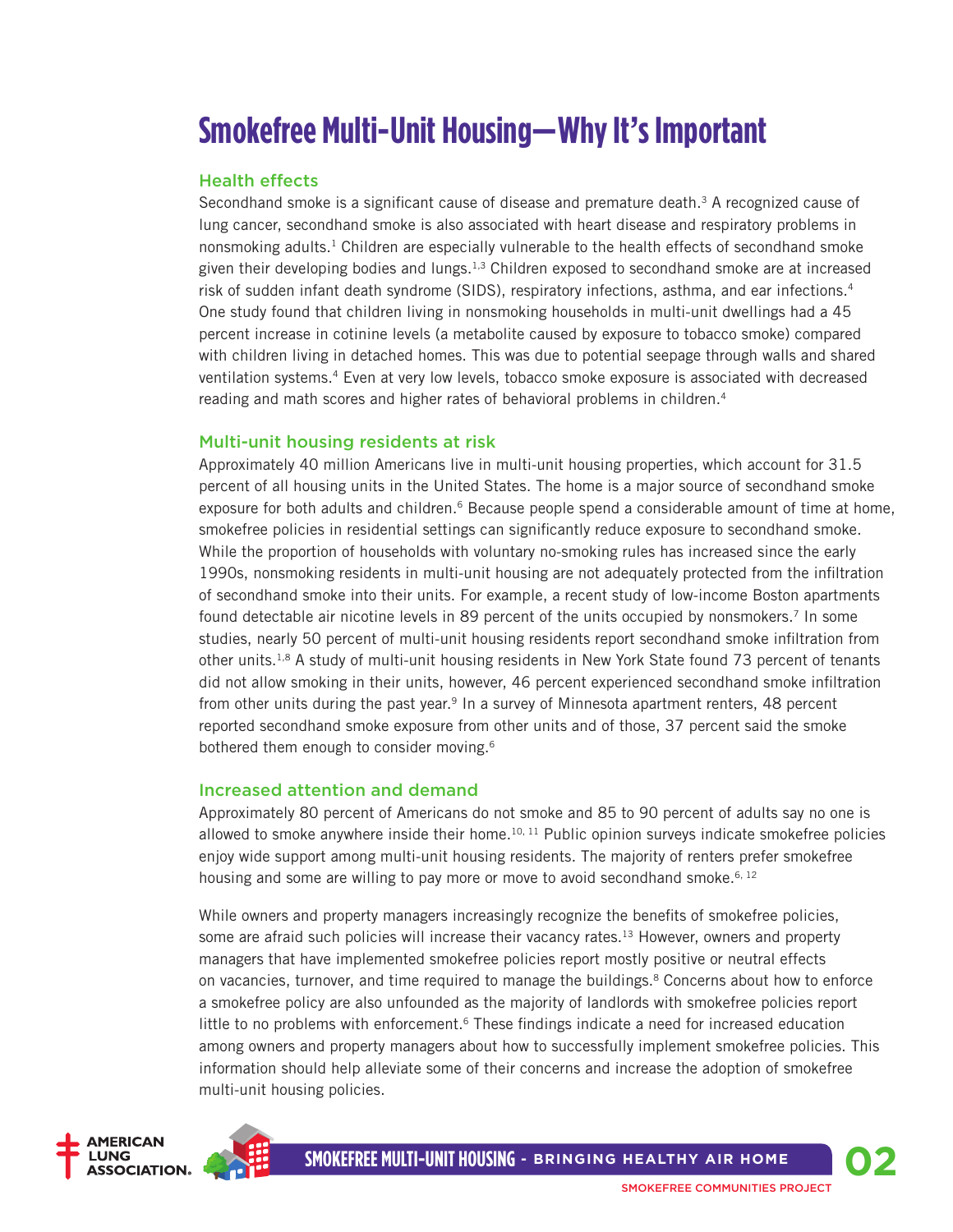# Smokefree Multi-Unit Housing—Why It's Important

## Health effects

Secondhand smoke is a significant cause of disease and premature death.[3] A recognized cause of lung cancer, secondhand smoke is also associated with heart disease and respiratory problems in nonsmoking adults.[1] Children are especially vulnerable to the health effects of secondhand smoke given their developing bodies and lungs.[1,3] Children exposed to secondhand smoke are at increased risk of sudden infant death syndrome (SIDS), respiratory infections, asthma, and ear infections.[4] One study found that children living in nonsmoking households in multi-unit dwellings had a 45 percent increase in cotinine levels (a metabolite caused by exposure to tobacco smoke) compared with children living in detached homes. This was due to potential seepage through walls and shared ventilation systems.[4] Even at very low levels, tobacco smoke exposure is associated with decreased reading and math scores and higher rates of behavioral problems in children.[4]

## Multi-unit housing residents at risk

Approximately 40 million Americans live in multi-unit housing properties, which account for 31.5 percent of all housing units in the United States. The home is a major source of secondhand smoke exposure for both adults and children.[6] Because people spend a considerable amount of time at home, smokefree policies in residential settings can significantly reduce exposure to secondhand smoke. While the proportion of households with voluntary no-smoking rules has increased since the early 1990s, nonsmoking residents in multi-unit housing are not adequately protected from the infiltration of secondhand smoke into their units. For example, a recent study of low-income Boston apartments found detectable air nicotine levels in 89 percent of the units occupied by nonsmokers.[7] In some studies, nearly 50 percent of multi-unit housing residents report secondhand smoke infiltration from other units.[1,8] A study of multi-unit housing residents in New York State found 73 percent of tenants did not allow smoking in their units, however, 46 percent experienced secondhand smoke infiltration from other units during the past year.[9] In a survey of Minnesota apartment renters, 48 percent reported secondhand smoke exposure from other units and of those, 37 percent said the smoke bothered them enough to consider moving.[6]

## Increased attention and demand

Approximately 80 percent of Americans do not smoke and 85 to 90 percent of adults say no one is allowed to smoke anywhere inside their home.[10, 11] Public opinion surveys indicate smokefree policies enjoy wide support among multi-unit housing residents. The majority of renters prefer smokefree housing and some are willing to pay more or move to avoid secondhand smoke.[6, 12]

While owners and property managers increasingly recognize the benefits of smokefree policies, some are afraid such policies will increase their vacancy rates.[13] However, owners and property managers that have implemented smokefree policies report mostly positive or neutral effects on vacancies, turnover, and time required to manage the buildings.[8] Concerns about how to enforce a smokefree policy are also unfounded as the majority of landlords with smokefree policies report little to no problems with enforcement.[6] These findings indicate a need for increased education among owners and property managers about how to successfully implement smokefree policies. This information should help alleviate some of their concerns and increase the adoption of smokefree multi-unit housing policies.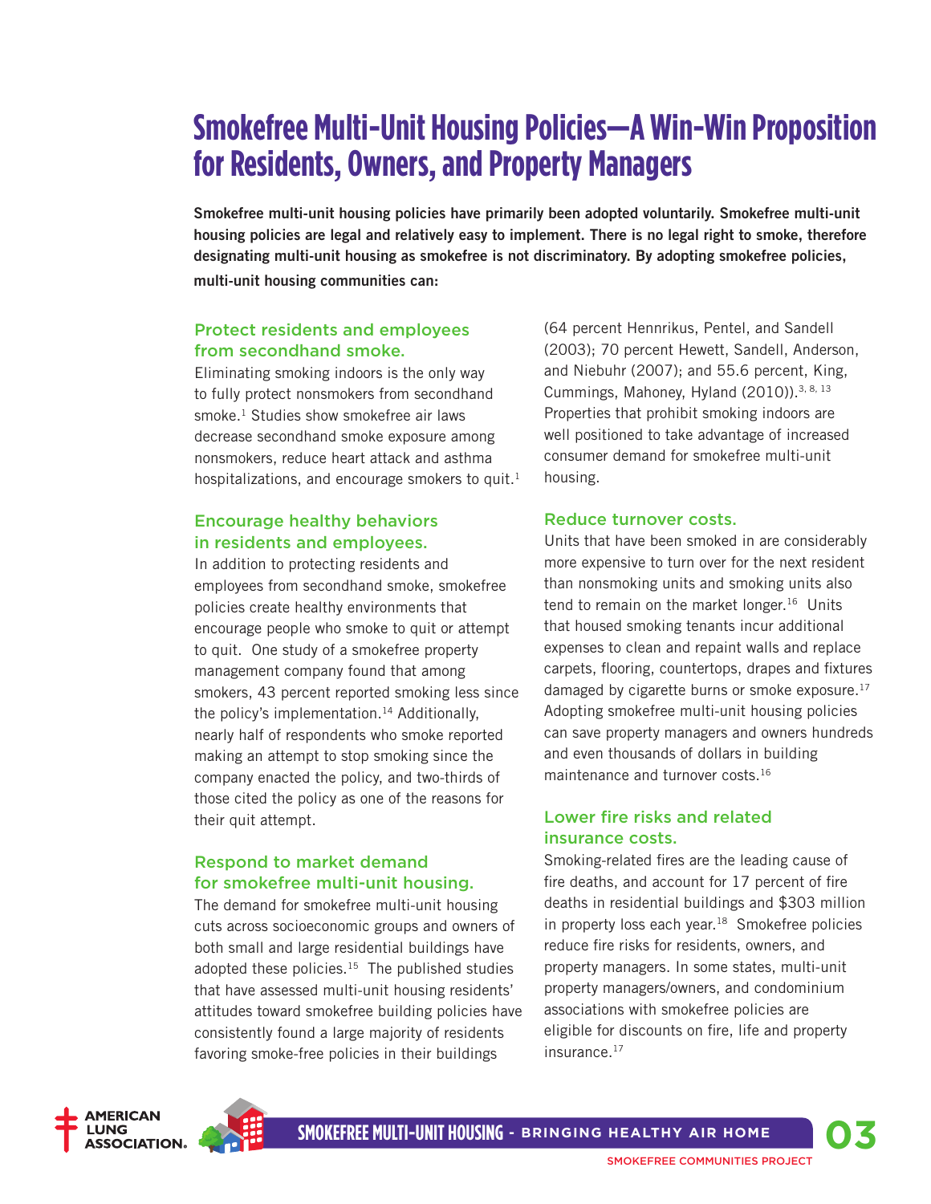# Smokefree Multi-Unit Housing Policies—A Win-Win Proposition for Residents, Owners, and Property Managers

**Smokefree multi-unit housing policies have primarily been adopted voluntarily. Smokefree multi-unit housing policies are legal and relatively easy to implement. There is no legal right to smoke, therefore designating multi-unit housing as smokefree is not discriminatory. By adopting smokefree policies, multi-unit housing communities can:**

### Protect residents and employees from secondhand smoke.

Eliminating smoking indoors is the only way to fully protect nonsmokers from secondhand smoke.[1] Studies show smokefree air laws decrease secondhand smoke exposure among nonsmokers, reduce heart attack and asthma hospitalizations, and encourage smokers to quit.[1]

### Encourage healthy behaviors in residents and employees.

In addition to protecting residents and employees from secondhand smoke, smokefree policies create healthy environments that encourage people who smoke to quit or attempt to quit. One study of a smokefree property management company found that among smokers, 43 percent reported smoking less since the policy's implementation.[14] Additionally, nearly half of respondents who smoke reported making an attempt to stop smoking since the company enacted the policy, and two-thirds of those cited the policy as one of the reasons for their quit attempt.

### Respond to market demand for smokefree multi-unit housing.

The demand for smokefree multi-unit housing cuts across socioeconomic groups and owners of both small and large residential buildings have adopted these policies.[15] The published studies that have assessed multi-unit housing residents' attitudes toward smokefree building policies have consistently found a large majority of residents favoring smoke-free policies in their buildings (64 percent Hennrikus, Pentel, and Sandell (2003); 70 percent Hewett, Sandell, Anderson, and Niebuhr (2007); and 55.6 percent, King, Cummings, Mahoney, Hyland (2010)).[3, 8, 13] Properties that prohibit smoking indoors are well positioned to take advantage of increased consumer demand for smokefree multi-unit housing.

### Reduce turnover costs.

Units that have been smoked in are considerably more expensive to turn over for the next resident than nonsmoking units and smoking units also tend to remain on the market longer.[16] Units that housed smoking tenants incur additional expenses to clean and repaint walls and replace carpets, flooring, countertops, drapes and fixtures damaged by cigarette burns or smoke exposure.[17] Adopting smokefree multi-unit housing policies can save property managers and owners hundreds and even thousands of dollars in building maintenance and turnover costs.[16]

### Lower fire risks and related insurance costs.

Smoking-related fires are the leading cause of fire deaths, and account for 17 percent of fire deaths in residential buildings and $303 million in property loss each year.[18] Smokefree policies reduce fire risks for residents, owners, and property managers. In some states, multi-unit property managers/owners, and condominium associations with smokefree policies are eligible for discounts on fire, life and property insurance.[17]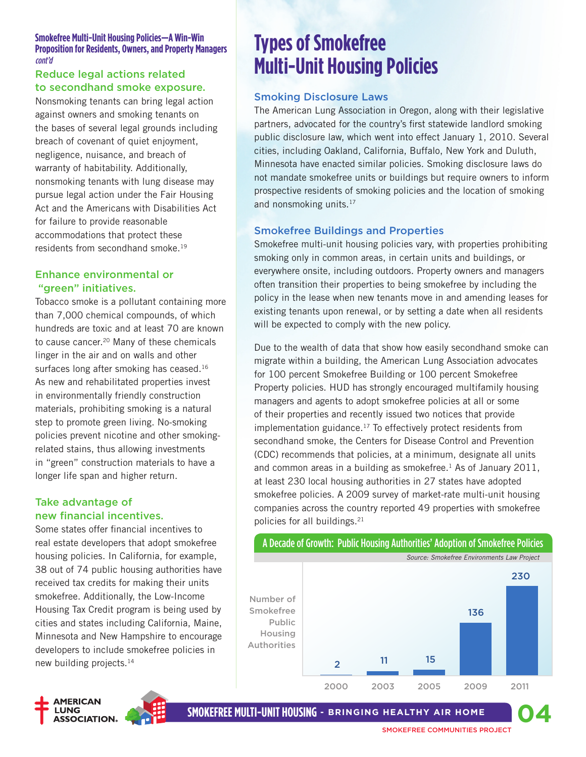**Smokefree Multi-Unit Housing Policies—A Win-Win Proposition for Residents, Owners, and Property Managers** *cont'd*

### Reduce legal actions related to secondhand smoke exposure.

Nonsmoking tenants can bring legal action against owners and smoking tenants on the bases of several legal grounds including breach of covenant of quiet enjoyment, negligence, nuisance, and breach of warranty of habitability. Additionally, nonsmoking tenants with lung disease may pursue legal action under the Fair Housing Act and the Americans with Disabilities Act for failure to provide reasonable accommodations that protect these residents from secondhand smoke.[19]

### Enhance environmental or "green" initiatives.

Tobacco smoke is a pollutant containing more than 7,000 chemical compounds, of which hundreds are toxic and at least 70 are known to cause cancer.[20] Many of these chemicals linger in the air and on walls and other surfaces long after smoking has ceased.[16] As new and rehabilitated properties invest in environmentally friendly construction materials, prohibiting smoking is a natural step to promote green living. No-smoking policies prevent nicotine and other smoking-related stains, thus allowing investments in "green" construction materials to have a longer life span and higher return.

### Take advantage of new financial incentives.

Some states offer financial incentives to real estate developers that adopt smokefree housing policies. In California, for example, 38 out of 74 public housing authorities have received tax credits for making their units smokefree. Additionally, the Low-Income Housing Tax Credit program is being used by cities and states including California, Maine, Minnesota and New Hampshire to encourage developers to include smokefree policies in new building projects.[14]

# Types of Smokefree Multi-Unit Housing Policies

## Smoking Disclosure Laws

The American Lung Association in Oregon, along with their legislative partners, advocated for the country's first statewide landlord smoking public disclosure law, which went into effect January 1, 2010. Several cities, including Oakland, California, Buffalo, New York and Duluth, Minnesota have enacted similar policies. Smoking disclosure laws do not mandate smokefree units or buildings but require owners to inform prospective residents of smoking policies and the location of smoking and nonsmoking units.[17]

## Smokefree Buildings and Properties

Smokefree multi-unit housing policies vary, with properties prohibiting smoking only in common areas, in certain units and buildings, or everywhere onsite, including outdoors. Property owners and managers often transition their properties to being smokefree by including the policy in the lease when new tenants move in and amending leases for existing tenants upon renewal, or by setting a date when all residents will be expected to comply with the new policy.

Due to the wealth of data that show how easily secondhand smoke can migrate within a building, the American Lung Association advocates for 100 percent Smokefree Building or 100 percent Smokefree Property policies. HUD has strongly encouraged multifamily housing managers and agents to adopt smokefree policies at all or some of their properties and recently issued two notices that provide implementation guidance.[17] To effectively protect residents from secondhand smoke, the Centers for Disease Control and Prevention (CDC) recommends that policies, at a minimum, designate all units and common areas in a building as smokefree.[1] As of January 2011, at least 230 local housing authorities in 27 states have adopted smokefree policies. A 2009 survey of market-rate multi-unit housing companies across the country reported 49 properties with smokefree policies for all buildings.[21]

**A Decade of Growth: Public Housing Authorities' Adoption of Smokefree Policies**

*Source: Smokefree Environments Law Project*

| Year | Number of Smokefree Public Housing Authorities |
|---|---|
| 2000 | 2 |
| 2003 | 11 |
| 2005 | 15 |
| 2009 | 136 |
| 2011 | 230 |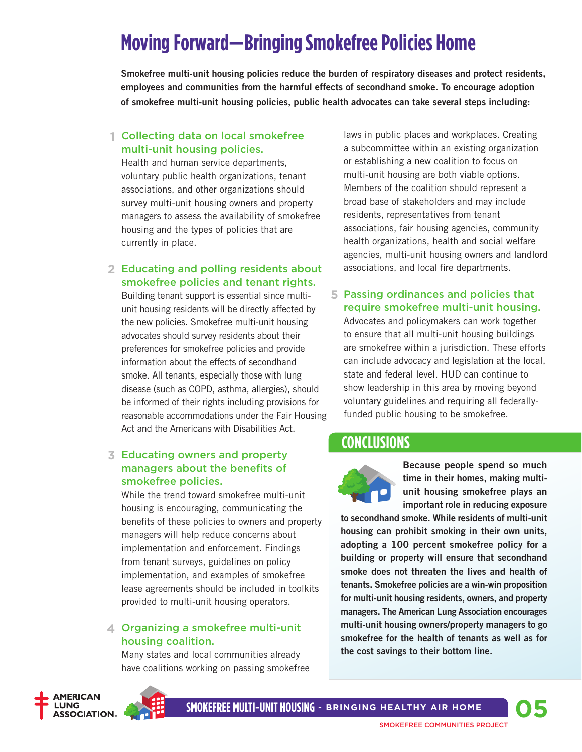# Moving Forward—Bringing Smokefree Policies Home

**Smokefree multi-unit housing policies reduce the burden of respiratory diseases and protect residents, employees and communities from the harmful effects of secondhand smoke. To encourage adoption of smokefree multi-unit housing policies, public health advocates can take several steps including:**

1. **Collecting data on local smokefree multi-unit housing policies.**
   Health and human service departments, voluntary public health organizations, tenant associations, and other organizations should survey multi-unit housing owners and property managers to assess the availability of smokefree housing and the types of policies that are currently in place.

2. **Educating and polling residents about smokefree policies and tenant rights.**
   Building tenant support is essential since multi-unit housing residents will be directly affected by the new policies. Smokefree multi-unit housing advocates should survey residents about their preferences for smokefree policies and provide information about the effects of secondhand smoke. All tenants, especially those with lung disease (such as COPD, asthma, allergies), should be informed of their rights including provisions for reasonable accommodations under the Fair Housing Act and the Americans with Disabilities Act.

3. **Educating owners and property managers about the benefits of smokefree policies.**
   While the trend toward smokefree multi-unit housing is encouraging, communicating the benefits of these policies to owners and property managers will help reduce concerns about implementation and enforcement. Findings from tenant surveys, guidelines on policy implementation, and examples of smokefree lease agreements should be included in toolkits provided to multi-unit housing operators.

4. **Organizing a smokefree multi-unit housing coalition.**
   Many states and local communities already have coalitions working on passing smokefree laws in public places and workplaces. Creating a subcommittee within an existing organization or establishing a new coalition to focus on multi-unit housing are both viable options. Members of the coalition should represent a broad base of stakeholders and may include residents, representatives from tenant associations, fair housing agencies, community health organizations, health and social welfare agencies, multi-unit housing owners and landlord associations, and local fire departments.

5. **Passing ordinances and policies that require smokefree multi-unit housing.**
   Advocates and policymakers can work together to ensure that all multi-unit housing buildings are smokefree within a jurisdiction. These efforts can include advocacy and legislation at the local, state and federal level. HUD can continue to show leadership in this area by moving beyond voluntary guidelines and requiring all federally-funded public housing to be smokefree.

## CONCLUSIONS

**Because people spend so much time in their homes, making multi-unit housing smokefree plays an important role in reducing exposure to secondhand smoke. While residents of multi-unit housing can prohibit smoking in their own units, adopting a 100 percent smokefree policy for a building or property will ensure that secondhand smoke does not threaten the lives and health of tenants. Smokefree policies are a win-win proposition for multi-unit housing residents, owners, and property managers. The American Lung Association encourages multi-unit housing owners/property managers to go smokefree for the health of tenants as well as for the cost savings to their bottom line.**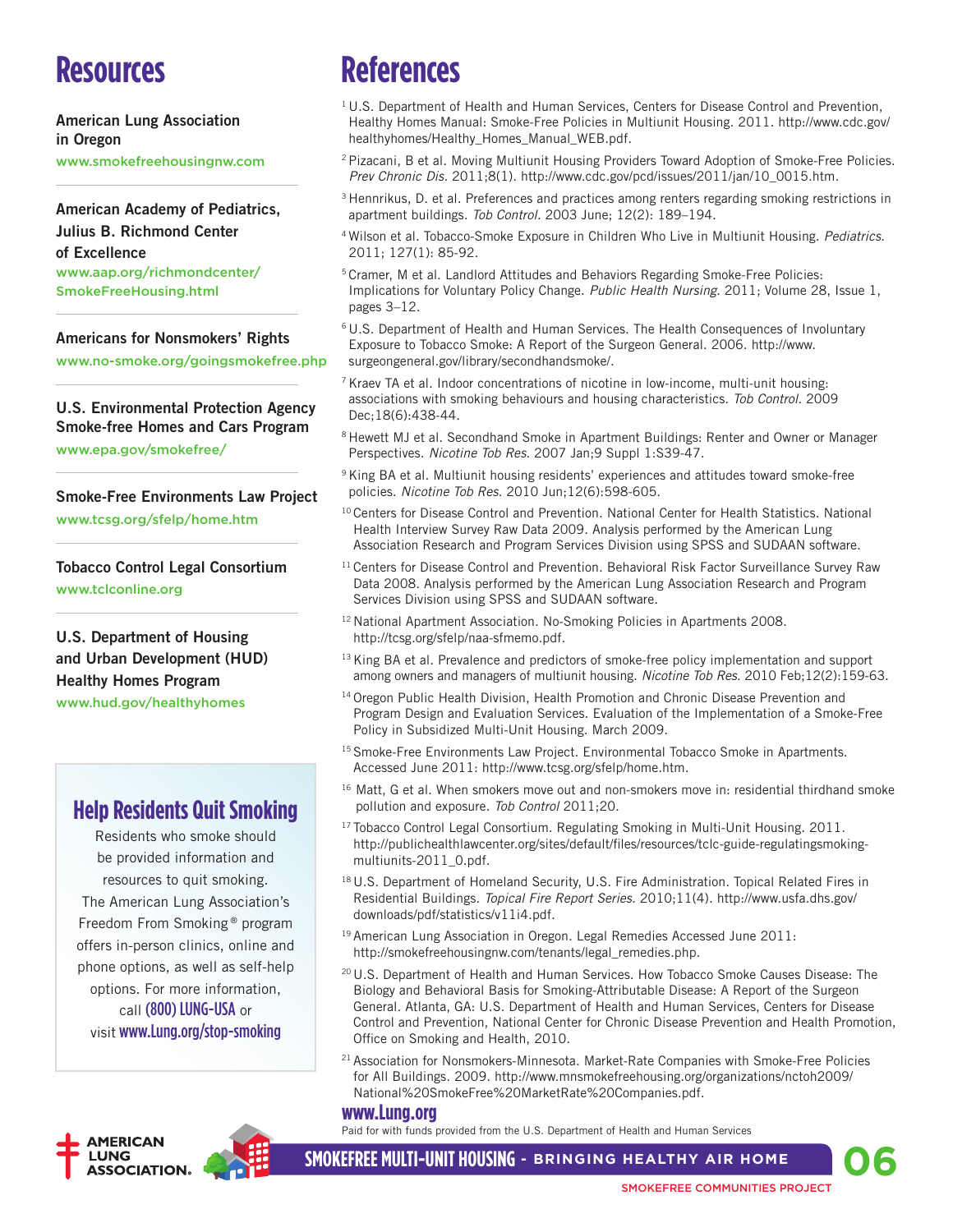## Resources

**American Lung Association in Oregon**
www.smokefreehousingnw.com

**American Academy of Pediatrics, Julius B. Richmond Center of Excellence**
www.aap.org/richmondcenter/SmokeFreeHousing.html

**Americans for Nonsmokers' Rights**
www.no-smoke.org/goingsmokefree.php

**U.S. Environmental Protection Agency Smoke-free Homes and Cars Program**
www.epa.gov/smokefree/

**Smoke-Free Environments Law Project**
www.tcsg.org/sfelp/home.htm

**Tobacco Control Legal Consortium**
www.tclconline.org

**U.S. Department of Housing and Urban Development (HUD) Healthy Homes Program**
www.hud.gov/healthyhomes

### Help Residents Quit Smoking

Residents who smoke should be provided information and resources to quit smoking. The American Lung Association's Freedom From Smoking® program offers in-person clinics, online and phone options, as well as self-help options. For more information, call **(800) LUNG-USA** or visit **www.Lung.org/stop-smoking**

## References

[1] U.S. Department of Health and Human Services, Centers for Disease Control and Prevention, Healthy Homes Manual: Smoke-Free Policies in Multiunit Housing. 2011. http://www.cdc.gov/healthyhomes/Healthy_Homes_Manual_WEB.pdf.

[2] Pizacani, B et al. Moving Multiunit Housing Providers Toward Adoption of Smoke-Free Policies. *Prev Chronic Dis.* 2011;8(1). http://www.cdc.gov/pcd/issues/2011/jan/10_0015.htm.

[3] Hennrikus, D. et al. Preferences and practices among renters regarding smoking restrictions in apartment buildings. *Tob Control.* 2003 June; 12(2): 189–194.

[4] Wilson et al. Tobacco-Smoke Exposure in Children Who Live in Multiunit Housing. *Pediatrics.* 2011; 127(1): 85-92.

[5] Cramer, M et al. Landlord Attitudes and Behaviors Regarding Smoke-Free Policies: Implications for Voluntary Policy Change. *Public Health Nursing.* 2011; Volume 28, Issue 1, pages 3–12.

[6] U.S. Department of Health and Human Services. The Health Consequences of Involuntary Exposure to Tobacco Smoke: A Report of the Surgeon General. 2006. http://www.surgeongeneral.gov/library/secondhandsmoke/.

[7] Kraev TA et al. Indoor concentrations of nicotine in low-income, multi-unit housing: associations with smoking behaviours and housing characteristics. *Tob Control.* 2009 Dec;18(6):438-44.

[8] Hewett MJ et al. Secondhand Smoke in Apartment Buildings: Renter and Owner or Manager Perspectives. *Nicotine Tob Res.* 2007 Jan;9 Suppl 1:S39-47.

[9] King BA et al. Multiunit housing residents' experiences and attitudes toward smoke-free policies. *Nicotine Tob Res.* 2010 Jun;12(6):598-605.

[10] Centers for Disease Control and Prevention. National Center for Health Statistics. National Health Interview Survey Raw Data 2009. Analysis performed by the American Lung Association Research and Program Services Division using SPSS and SUDAAN software.

[11] Centers for Disease Control and Prevention. Behavioral Risk Factor Surveillance Survey Raw Data 2008. Analysis performed by the American Lung Association Research and Program Services Division using SPSS and SUDAAN software.

[12] National Apartment Association. No-Smoking Policies in Apartments 2008. http://tcsg.org/sfelp/naa-sfmemo.pdf.

[13] King BA et al. Prevalence and predictors of smoke-free policy implementation and support among owners and managers of multiunit housing. *Nicotine Tob Res.* 2010 Feb;12(2):159-63.

[14] Oregon Public Health Division, Health Promotion and Chronic Disease Prevention and Program Design and Evaluation Services. Evaluation of the Implementation of a Smoke-Free Policy in Subsidized Multi-Unit Housing. March 2009.

[15] Smoke-Free Environments Law Project. Environmental Tobacco Smoke in Apartments. Accessed June 2011: http://www.tcsg.org/sfelp/home.htm.

[16] Matt, G et al. When smokers move out and non-smokers move in: residential thirdhand smoke pollution and exposure. *Tob Control* 2011;20.

[17] Tobacco Control Legal Consortium. Regulating Smoking in Multi-Unit Housing. 2011. http://publichealthlawcenter.org/sites/default/files/resources/tclc-guide-regulatingsmoking-multiunits-2011_0.pdf.

[18] U.S. Department of Homeland Security, U.S. Fire Administration. Topical Related Fires in Residential Buildings. *Topical Fire Report Series.* 2010;11(4). http://www.usfa.dhs.gov/downloads/pdf/statistics/v11i4.pdf.

[19] American Lung Association in Oregon. Legal Remedies Accessed June 2011: http://smokefreehousingnw.com/tenants/legal_remedies.php.

[20] U.S. Department of Health and Human Services. How Tobacco Smoke Causes Disease: The Biology and Behavioral Basis for Smoking-Attributable Disease: A Report of the Surgeon General. Atlanta, GA: U.S. Department of Health and Human Services, Centers for Disease Control and Prevention, National Center for Chronic Disease Prevention and Health Promotion, Office on Smoking and Health, 2010.

[21] Association for Nonsmokers-Minnesota. Market-Rate Companies with Smoke-Free Policies for All Buildings. 2009. http://www.mnsmokefreehousing.org/organizations/nctoh2009/National%20SmokeFree%20MarketRate%20Companies.pdf.

**www.Lung.org**

Paid for with funds provided from the U.S. Department of Health and Human Services

AMERICAN LUNG ASSOCIATION.

SMOKEFREE MULTI-UNIT HOUSING - BRINGING HEALTHY AIR HOME

SMOKEFREE COMMUNITIES PROJECT